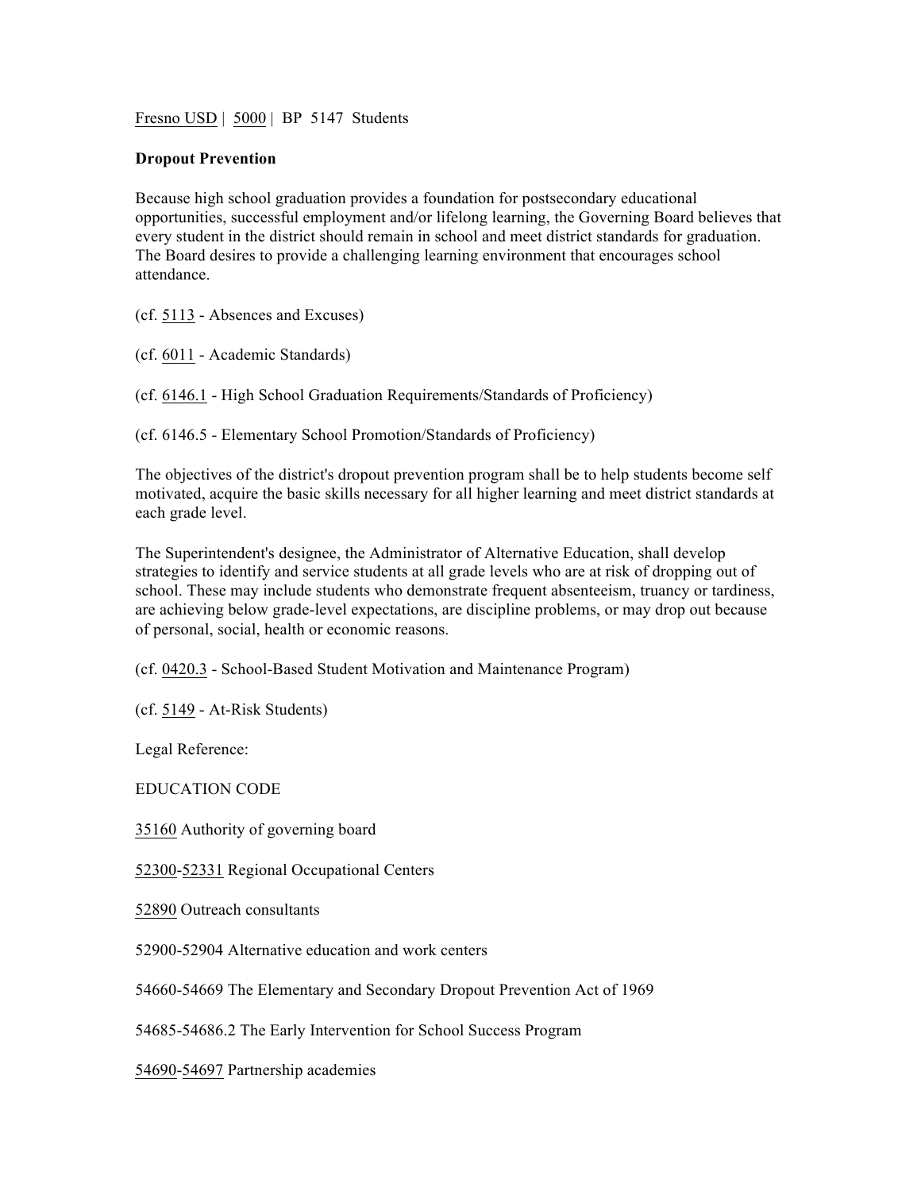Fresno USD | 5000 | BP 5147 Students

**Dropout Prevention**

Because high school graduation provides a foundation for postsecondary educational opportunities, successful employment and/or lifelong learning, the Governing Board believes that every student in the district should remain in school and meet district standards for graduation. The Board desires to provide a challenging learning environment that encourages school attendance.

(cf. 5113 - Absences and Excuses)

(cf. 6011 - Academic Standards)

(cf. 6146.1 - High School Graduation Requirements/Standards of Proficiency)

(cf. 6146.5 - Elementary School Promotion/Standards of Proficiency)

The objectives of the district's dropout prevention program shall be to help students become self motivated, acquire the basic skills necessary for all higher learning and meet district standards at each grade level.

The Superintendent's designee, the Administrator of Alternative Education, shall develop strategies to identify and service students at all grade levels who are at risk of dropping out of school. These may include students who demonstrate frequent absenteeism, truancy or tardiness, are achieving below grade-level expectations, are discipline problems, or may drop out because of personal, social, health or economic reasons.

(cf. 0420.3 - School-Based Student Motivation and Maintenance Program)

(cf. 5149 - At-Risk Students)

Legal Reference:

EDUCATION CODE

35160 Authority of governing board

52300-52331 Regional Occupational Centers

52890 Outreach consultants

52900-52904 Alternative education and work centers

54660-54669 The Elementary and Secondary Dropout Prevention Act of 1969

54685-54686.2 The Early Intervention for School Success Program

54690-54697 Partnership academies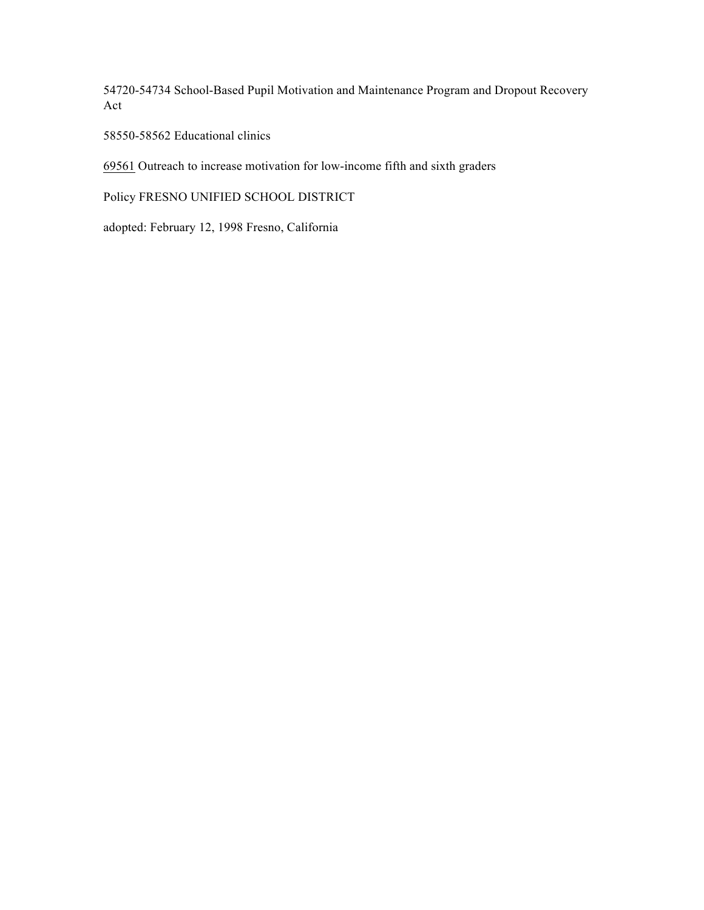54720-54734 School-Based Pupil Motivation and Maintenance Program and Dropout Recovery Act

58550-58562 Educational clinics

69561 Outreach to increase motivation for low-income fifth and sixth graders

Policy FRESNO UNIFIED SCHOOL DISTRICT

adopted: February 12, 1998 Fresno, California